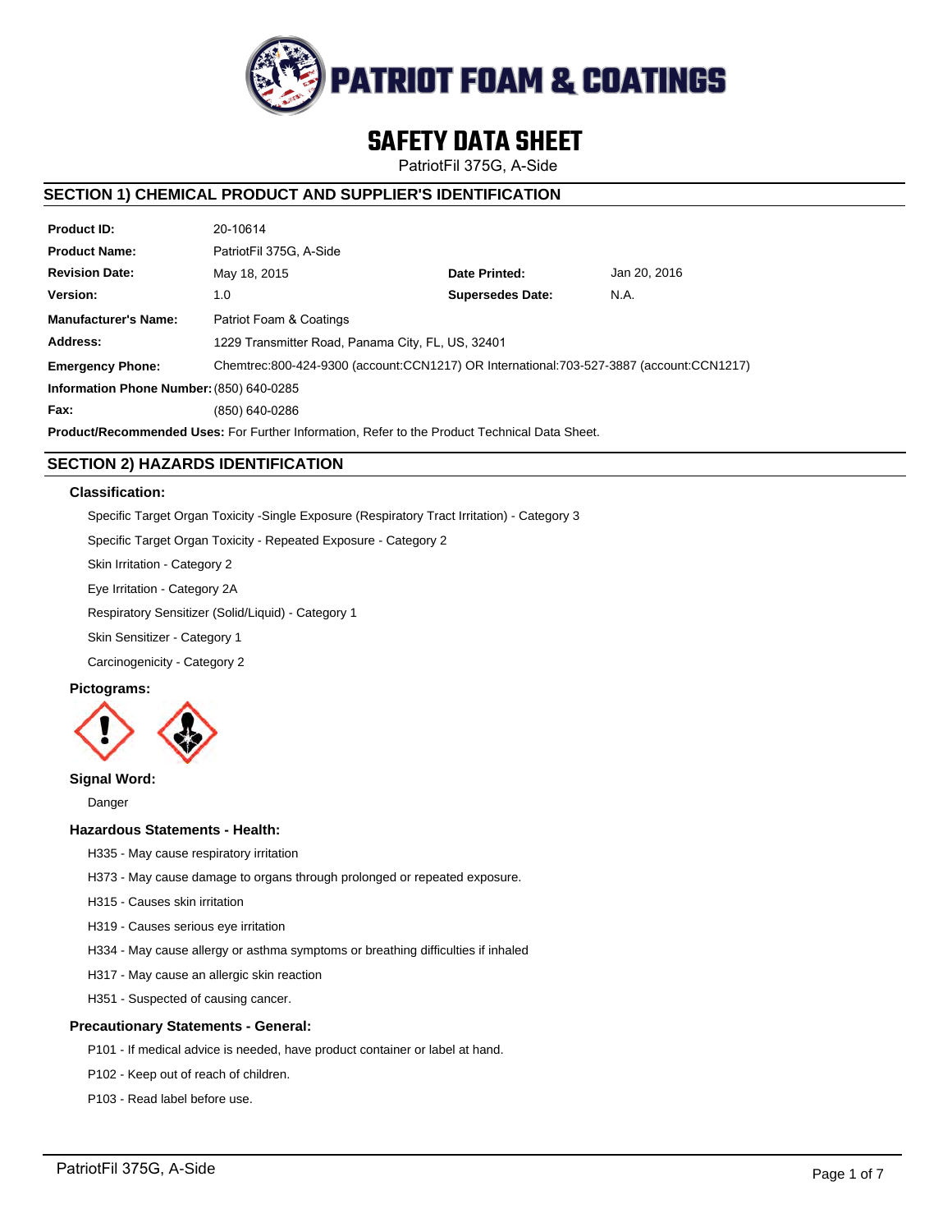# SAFETY DATA SHEET

PatriotFil 375G, A-Side

## SECTION 1) CHEMICAL PRODUCT AND SUPPLIER'S IDENTIFICATION

| | | | |
|---|---|---|---|
| **Product ID:** | 20-10614 | | |
| **Product Name:** | PatriotFil 375G, A-Side | | |
| **Revision Date:** | May 18, 2015 | **Date Printed:** | Jan 20, 2016 |
| **Version:** | 1.0 | **Supersedes Date:** | N.A. |
| **Manufacturer's Name:** | Patriot Foam & Coatings | | |
| **Address:** | 1229 Transmitter Road, Panama City, FL, US, 32401 | | |
| **Emergency Phone:** | Chemtrec:800-424-9300 (account:CCN1217) OR International:703-527-3887 (account:CCN1217) | | |
| **Information Phone Number:** | (850) 640-0285 | | |
| **Fax:** | (850) 640-0286 | | |

**Product/Recommended Uses:** For Further Information, Refer to the Product Technical Data Sheet.

## SECTION 2) HAZARDS IDENTIFICATION

### Classification:

Specific Target Organ Toxicity -Single Exposure (Respiratory Tract Irritation) - Category 3

Specific Target Organ Toxicity - Repeated Exposure - Category 2

Skin Irritation - Category 2

Eye Irritation - Category 2A

Respiratory Sensitizer (Solid/Liquid) - Category 1

Skin Sensitizer - Category 1

Carcinogenicity - Category 2

### Pictograms:

### Signal Word:

Danger

### Hazardous Statements - Health:

H335 - May cause respiratory irritation

H373 - May cause damage to organs through prolonged or repeated exposure.

H315 - Causes skin irritation

H319 - Causes serious eye irritation

H334 - May cause allergy or asthma symptoms or breathing difficulties if inhaled

H317 - May cause an allergic skin reaction

H351 - Suspected of causing cancer.

### Precautionary Statements - General:

P101 - If medical advice is needed, have product container or label at hand.

P102 - Keep out of reach of children.

P103 - Read label before use.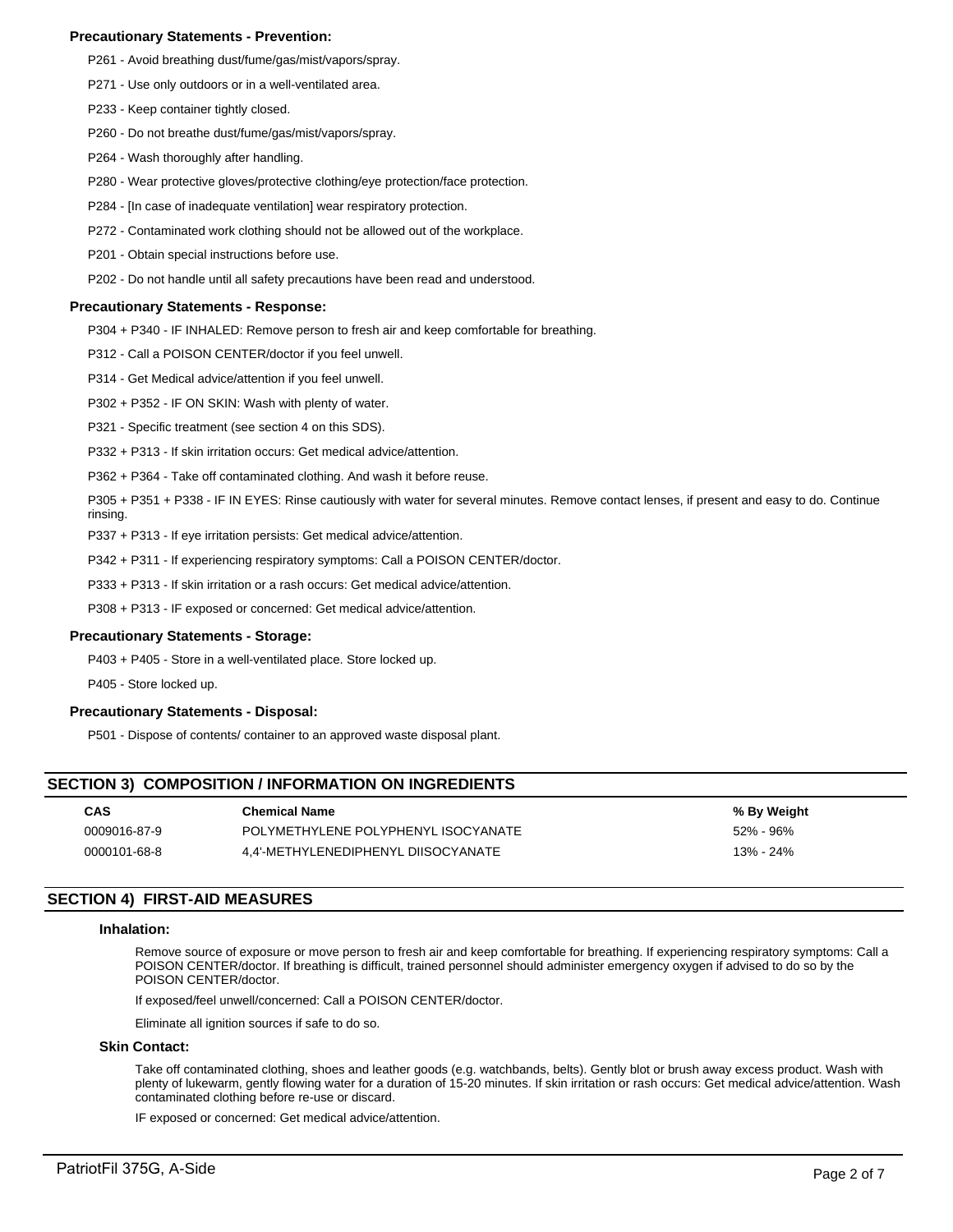### Precautionary Statements - Prevention:

P261 - Avoid breathing dust/fume/gas/mist/vapors/spray.

P271 - Use only outdoors or in a well-ventilated area.

P233 - Keep container tightly closed.

P260 - Do not breathe dust/fume/gas/mist/vapors/spray.

P264 - Wash thoroughly after handling.

P280 - Wear protective gloves/protective clothing/eye protection/face protection.

P284 - [In case of inadequate ventilation] wear respiratory protection.

P272 - Contaminated work clothing should not be allowed out of the workplace.

P201 - Obtain special instructions before use.

P202 - Do not handle until all safety precautions have been read and understood.

### Precautionary Statements - Response:

P304 + P340 - IF INHALED: Remove person to fresh air and keep comfortable for breathing.

P312 - Call a POISON CENTER/doctor if you feel unwell.

P314 - Get Medical advice/attention if you feel unwell.

P302 + P352 - IF ON SKIN: Wash with plenty of water.

P321 - Specific treatment (see section 4 on this SDS).

P332 + P313 - If skin irritation occurs: Get medical advice/attention.

P362 + P364 - Take off contaminated clothing. And wash it before reuse.

P305 + P351 + P338 - IF IN EYES: Rinse cautiously with water for several minutes. Remove contact lenses, if present and easy to do. Continue rinsing.

P337 + P313 - If eye irritation persists: Get medical advice/attention.

P342 + P311 - If experiencing respiratory symptoms: Call a POISON CENTER/doctor.

P333 + P313 - If skin irritation or a rash occurs: Get medical advice/attention.

P308 + P313 - IF exposed or concerned: Get medical advice/attention.

### Precautionary Statements - Storage:

P403 + P405 - Store in a well-ventilated place. Store locked up.

P405 - Store locked up.

### Precautionary Statements - Disposal:

P501 - Dispose of contents/ container to an approved waste disposal plant.

## SECTION 3) COMPOSITION / INFORMATION ON INGREDIENTS

| CAS | Chemical Name | % By Weight |
|---|---|---|
| 0009016-87-9 | POLYMETHYLENE POLYPHENYL ISOCYANATE | 52% - 96% |
| 0000101-68-8 | 4,4'-METHYLENEDIPHENYL DIISOCYANATE | 13% - 24% |

## SECTION 4) FIRST-AID MEASURES

### Inhalation:

Remove source of exposure or move person to fresh air and keep comfortable for breathing. If experiencing respiratory symptoms: Call a POISON CENTER/doctor. If breathing is difficult, trained personnel should administer emergency oxygen if advised to do so by the POISON CENTER/doctor.

If exposed/feel unwell/concerned: Call a POISON CENTER/doctor.

Eliminate all ignition sources if safe to do so.

### Skin Contact:

Take off contaminated clothing, shoes and leather goods (e.g. watchbands, belts). Gently blot or brush away excess product. Wash with plenty of lukewarm, gently flowing water for a duration of 15-20 minutes. If skin irritation or rash occurs: Get medical advice/attention. Wash contaminated clothing before re-use or discard.

IF exposed or concerned: Get medical advice/attention.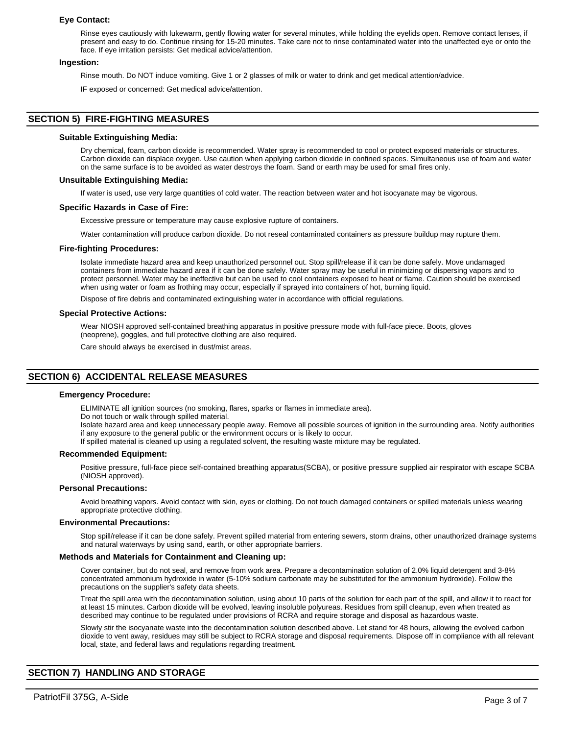### Eye Contact:

Rinse eyes cautiously with lukewarm, gently flowing water for several minutes, while holding the eyelids open. Remove contact lenses, if present and easy to do. Continue rinsing for 15-20 minutes. Take care not to rinse contaminated water into the unaffected eye or onto the face. If eye irritation persists: Get medical advice/attention.

### Ingestion:

Rinse mouth. Do NOT induce vomiting. Give 1 or 2 glasses of milk or water to drink and get medical attention/advice.

IF exposed or concerned: Get medical advice/attention.

## SECTION 5) FIRE-FIGHTING MEASURES

### Suitable Extinguishing Media:

Dry chemical, foam, carbon dioxide is recommended. Water spray is recommended to cool or protect exposed materials or structures. Carbon dioxide can displace oxygen. Use caution when applying carbon dioxide in confined spaces. Simultaneous use of foam and water on the same surface is to be avoided as water destroys the foam. Sand or earth may be used for small fires only.

### Unsuitable Extinguishing Media:

If water is used, use very large quantities of cold water. The reaction between water and hot isocyanate may be vigorous.

### Specific Hazards in Case of Fire:

Excessive pressure or temperature may cause explosive rupture of containers.

Water contamination will produce carbon dioxide. Do not reseal contaminated containers as pressure buildup may rupture them.

### Fire-fighting Procedures:

Isolate immediate hazard area and keep unauthorized personnel out. Stop spill/release if it can be done safely. Move undamaged containers from immediate hazard area if it can be done safely. Water spray may be useful in minimizing or dispersing vapors and to protect personnel. Water may be ineffective but can be used to cool containers exposed to heat or flame. Caution should be exercised when using water or foam as frothing may occur, especially if sprayed into containers of hot, burning liquid.

Dispose of fire debris and contaminated extinguishing water in accordance with official regulations.

### Special Protective Actions:

Wear NIOSH approved self-contained breathing apparatus in positive pressure mode with full-face piece. Boots, gloves (neoprene), goggles, and full protective clothing are also required.

Care should always be exercised in dust/mist areas.

## SECTION 6) ACCIDENTAL RELEASE MEASURES

### Emergency Procedure:

ELIMINATE all ignition sources (no smoking, flares, sparks or flames in immediate area).
Do not touch or walk through spilled material.
Isolate hazard area and keep unnecessary people away. Remove all possible sources of ignition in the surrounding area. Notify authorities if any exposure to the general public or the environment occurs or is likely to occur.
If spilled material is cleaned up using a regulated solvent, the resulting waste mixture may be regulated.

### Recommended Equipment:

Positive pressure, full-face piece self-contained breathing apparatus(SCBA), or positive pressure supplied air respirator with escape SCBA (NIOSH approved).

### Personal Precautions:

Avoid breathing vapors. Avoid contact with skin, eyes or clothing. Do not touch damaged containers or spilled materials unless wearing appropriate protective clothing.

### Environmental Precautions:

Stop spill/release if it can be done safely. Prevent spilled material from entering sewers, storm drains, other unauthorized drainage systems and natural waterways by using sand, earth, or other appropriate barriers.

### Methods and Materials for Containment and Cleaning up:

Cover container, but do not seal, and remove from work area. Prepare a decontamination solution of 2.0% liquid detergent and 3-8% concentrated ammonium hydroxide in water (5-10% sodium carbonate may be substituted for the ammonium hydroxide). Follow the precautions on the supplier's safety data sheets.

Treat the spill area with the decontamination solution, using about 10 parts of the solution for each part of the spill, and allow it to react for at least 15 minutes. Carbon dioxide will be evolved, leaving insoluble polyureas. Residues from spill cleanup, even when treated as described may continue to be regulated under provisions of RCRA and require storage and disposal as hazardous waste.

Slowly stir the isocyanate waste into the decontamination solution described above. Let stand for 48 hours, allowing the evolved carbon dioxide to vent away, residues may still be subject to RCRA storage and disposal requirements. Dispose off in compliance with all relevant local, state, and federal laws and regulations regarding treatment.

## SECTION 7) HANDLING AND STORAGE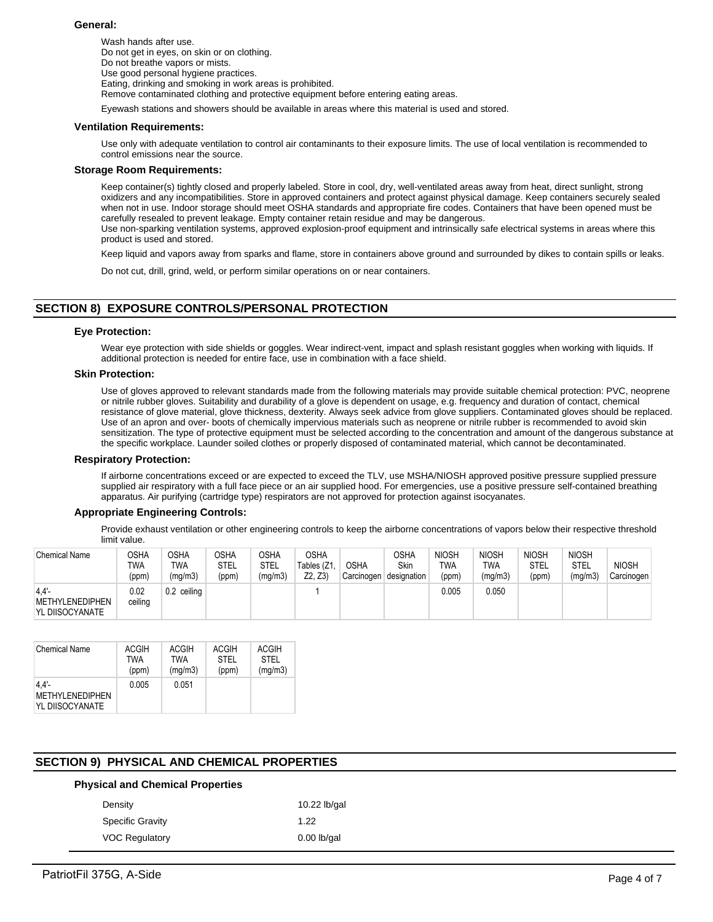### General:

Wash hands after use.
Do not get in eyes, on skin or on clothing.
Do not breathe vapors or mists.
Use good personal hygiene practices.
Eating, drinking and smoking in work areas is prohibited.
Remove contaminated clothing and protective equipment before entering eating areas.

Eyewash stations and showers should be available in areas where this material is used and stored.

### Ventilation Requirements:

Use only with adequate ventilation to control air contaminants to their exposure limits. The use of local ventilation is recommended to control emissions near the source.

### Storage Room Requirements:

Keep container(s) tightly closed and properly labeled. Store in cool, dry, well-ventilated areas away from heat, direct sunlight, strong oxidizers and any incompatibilities. Store in approved containers and protect against physical damage. Keep containers securely sealed when not in use. Indoor storage should meet OSHA standards and appropriate fire codes. Containers that have been opened must be carefully resealed to prevent leakage. Empty container retain residue and may be dangerous.
Use non-sparking ventilation systems, approved explosion-proof equipment and intrinsically safe electrical systems in areas where this product is used and stored.

Keep liquid and vapors away from sparks and flame, store in containers above ground and surrounded by dikes to contain spills or leaks.

Do not cut, drill, grind, weld, or perform similar operations on or near containers.

## SECTION 8) EXPOSURE CONTROLS/PERSONAL PROTECTION

### Eye Protection:

Wear eye protection with side shields or goggles. Wear indirect-vent, impact and splash resistant goggles when working with liquids. If additional protection is needed for entire face, use in combination with a face shield.

### Skin Protection:

Use of gloves approved to relevant standards made from the following materials may provide suitable chemical protection: PVC, neoprene or nitrile rubber gloves. Suitability and durability of a glove is dependent on usage, e.g. frequency and duration of contact, chemical resistance of glove material, glove thickness, dexterity. Always seek advice from glove suppliers. Contaminated gloves should be replaced. Use of an apron and over- boots of chemically impervious materials such as neoprene or nitrile rubber is recommended to avoid skin sensitization. The type of protective equipment must be selected according to the concentration and amount of the dangerous substance at the specific workplace. Launder soiled clothes or properly disposed of contaminated material, which cannot be decontaminated.

### Respiratory Protection:

If airborne concentrations exceed or are expected to exceed the TLV, use MSHA/NIOSH approved positive pressure supplied pressure supplied air respiratory with a full face piece or an air supplied hood. For emergencies, use a positive pressure self-contained breathing apparatus. Air purifying (cartridge type) respirators are not approved for protection against isocyanates.

### Appropriate Engineering Controls:

Provide exhaust ventilation or other engineering controls to keep the airborne concentrations of vapors below their respective threshold limit value.

| Chemical Name | OSHA TWA (ppm) | OSHA TWA (mg/m3) | OSHA STEL (ppm) | OSHA STEL (mg/m3) | OSHA Tables (Z1, Z2, Z3) | OSHA Carcinogen | OSHA Skin designation | NIOSH TWA (ppm) | NIOSH TWA (mg/m3) | NIOSH STEL (ppm) | NIOSH STEL (mg/m3) | NIOSH Carcinogen |
|---|---|---|---|---|---|---|---|---|---|---|---|---|
| 4,4'-METHYLENEDIPHENYL DIISOCYANATE | 0.02 ceiling | 0.2 ceiling | | | 1 | | | 0.005 | 0.050 | | | |

| Chemical Name | ACGIH TWA (ppm) | ACGIH TWA (mg/m3) | ACGIH STEL (ppm) | ACGIH STEL (mg/m3) |
|---|---|---|---|---|
| 4,4'-METHYLENEDIPHENYL DIISOCYANATE | 0.005 | 0.051 | | |

## SECTION 9) PHYSICAL AND CHEMICAL PROPERTIES

### Physical and Chemical Properties

| | |
|---|---|
| Density | 10.22 lb/gal |
| Specific Gravity | 1.22 |
| VOC Regulatory | 0.00 lb/gal |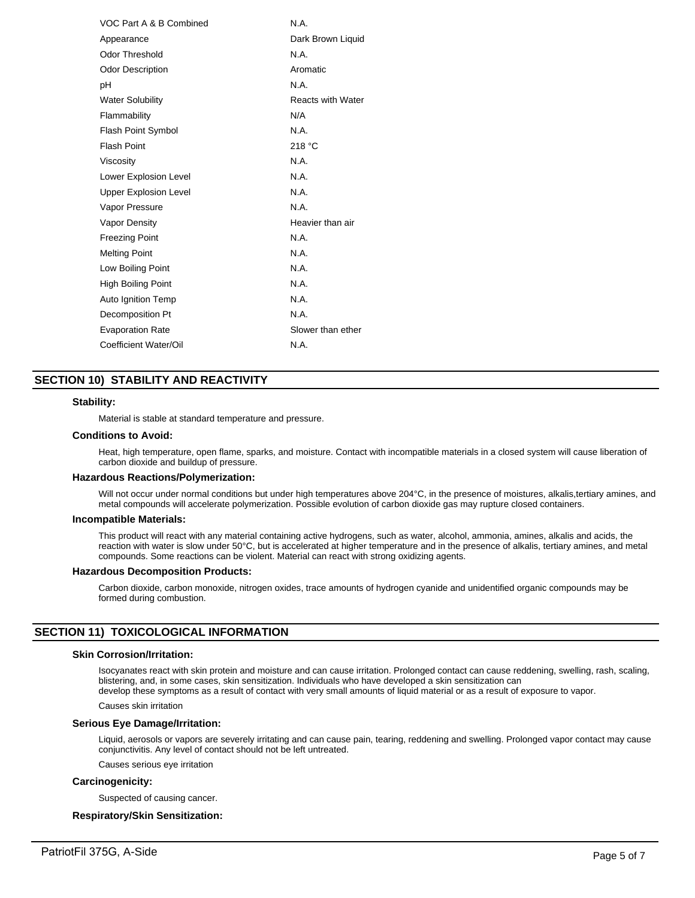| | |
|---|---|
| VOC Part A & B Combined | N.A. |
| Appearance | Dark Brown Liquid |
| Odor Threshold | N.A. |
| Odor Description | Aromatic |
| pH | N.A. |
| Water Solubility | Reacts with Water |
| Flammability | N/A |
| Flash Point Symbol | N.A. |
| Flash Point | 218 °C |
| Viscosity | N.A. |
| Lower Explosion Level | N.A. |
| Upper Explosion Level | N.A. |
| Vapor Pressure | N.A. |
| Vapor Density | Heavier than air |
| Freezing Point | N.A. |
| Melting Point | N.A. |
| Low Boiling Point | N.A. |
| High Boiling Point | N.A. |
| Auto Ignition Temp | N.A. |
| Decomposition Pt | N.A. |
| Evaporation Rate | Slower than ether |
| Coefficient Water/Oil | N.A. |

## SECTION 10) STABILITY AND REACTIVITY

### Stability:

Material is stable at standard temperature and pressure.

### Conditions to Avoid:

Heat, high temperature, open flame, sparks, and moisture. Contact with incompatible materials in a closed system will cause liberation of carbon dioxide and buildup of pressure.

### Hazardous Reactions/Polymerization:

Will not occur under normal conditions but under high temperatures above 204°C, in the presence of moistures, alkalis,tertiary amines, and metal compounds will accelerate polymerization. Possible evolution of carbon dioxide gas may rupture closed containers.

### Incompatible Materials:

This product will react with any material containing active hydrogens, such as water, alcohol, ammonia, amines, alkalis and acids, the reaction with water is slow under 50°C, but is accelerated at higher temperature and in the presence of alkalis, tertiary amines, and metal compounds. Some reactions can be violent. Material can react with strong oxidizing agents.

### Hazardous Decomposition Products:

Carbon dioxide, carbon monoxide, nitrogen oxides, trace amounts of hydrogen cyanide and unidentified organic compounds may be formed during combustion.

## SECTION 11) TOXICOLOGICAL INFORMATION

### Skin Corrosion/Irritation:

Isocyanates react with skin protein and moisture and can cause irritation. Prolonged contact can cause reddening, swelling, rash, scaling, blistering, and, in some cases, skin sensitization. Individuals who have developed a skin sensitization can develop these symptoms as a result of contact with very small amounts of liquid material or as a result of exposure to vapor.

Causes skin irritation

### Serious Eye Damage/Irritation:

Liquid, aerosols or vapors are severely irritating and can cause pain, tearing, reddening and swelling. Prolonged vapor contact may cause conjunctivitis. Any level of contact should not be left untreated.

Causes serious eye irritation

### Carcinogenicity:

Suspected of causing cancer.

### Respiratory/Skin Sensitization: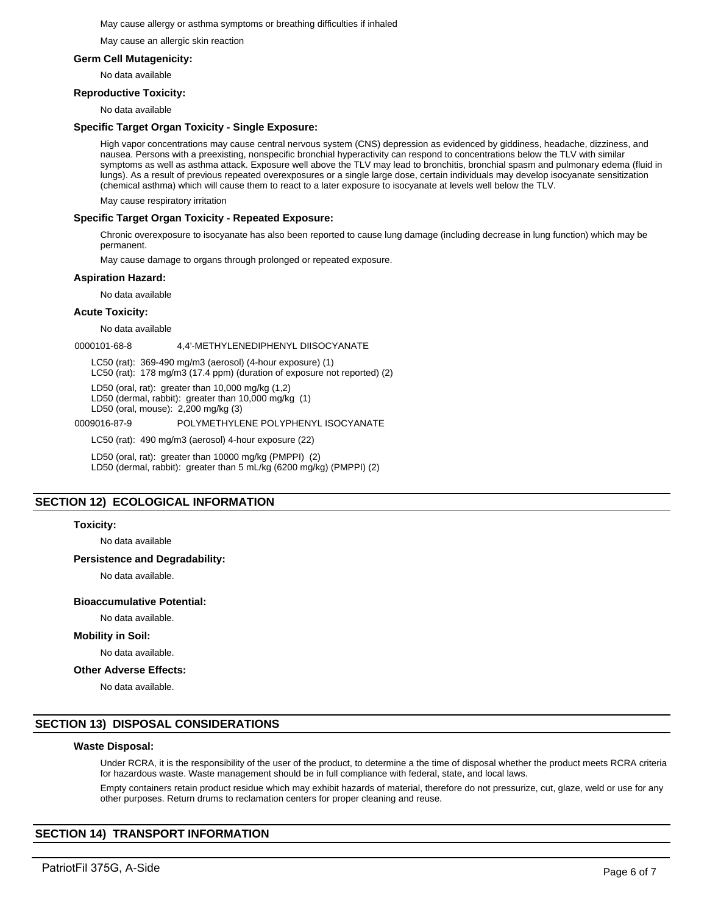May cause allergy or asthma symptoms or breathing difficulties if inhaled

May cause an allergic skin reaction

**Germ Cell Mutagenicity:**

No data available

**Reproductive Toxicity:**

No data available

**Specific Target Organ Toxicity - Single Exposure:**

High vapor concentrations may cause central nervous system (CNS) depression as evidenced by giddiness, headache, dizziness, and nausea. Persons with a preexisting, nonspecific bronchial hyperactivity can respond to concentrations below the TLV with similar symptoms as well as asthma attack. Exposure well above the TLV may lead to bronchitis, bronchial spasm and pulmonary edema (fluid in lungs). As a result of previous repeated overexposures or a single large dose, certain individuals may develop isocyanate sensitization (chemical asthma) which will cause them to react to a later exposure to isocyanate at levels well below the TLV.

May cause respiratory irritation

**Specific Target Organ Toxicity - Repeated Exposure:**

Chronic overexposure to isocyanate has also been reported to cause lung damage (including decrease in lung function) which may be permanent.

May cause damage to organs through prolonged or repeated exposure.

**Aspiration Hazard:**

No data available

**Acute Toxicity:**

No data available

0000101-68-8 4,4'-METHYLENEDIPHENYL DIISOCYANATE

LC50 (rat): 369-490 mg/m3 (aerosol) (4-hour exposure) (1)
LC50 (rat): 178 mg/m3 (17.4 ppm) (duration of exposure not reported) (2)

LD50 (oral, rat): greater than 10,000 mg/kg (1,2)
LD50 (dermal, rabbit): greater than 10,000 mg/kg (1)
LD50 (oral, mouse): 2,200 mg/kg (3)

0009016-87-9 POLYMETHYLENE POLYPHENYL ISOCYANATE

LC50 (rat): 490 mg/m3 (aerosol) 4-hour exposure (22)

LD50 (oral, rat): greater than 10000 mg/kg (PMPPI) (2)
LD50 (dermal, rabbit): greater than 5 mL/kg (6200 mg/kg) (PMPPI) (2)

## SECTION 12) ECOLOGICAL INFORMATION

**Toxicity:**

No data available

**Persistence and Degradability:**

No data available.

**Bioaccumulative Potential:**

No data available.

**Mobility in Soil:**

No data available.

**Other Adverse Effects:**

No data available.

## SECTION 13) DISPOSAL CONSIDERATIONS

**Waste Disposal:**

Under RCRA, it is the responsibility of the user of the product, to determine a the time of disposal whether the product meets RCRA criteria for hazardous waste. Waste management should be in full compliance with federal, state, and local laws.

Empty containers retain product residue which may exhibit hazards of material, therefore do not pressurize, cut, glaze, weld or use for any other purposes. Return drums to reclamation centers for proper cleaning and reuse.

## SECTION 14) TRANSPORT INFORMATION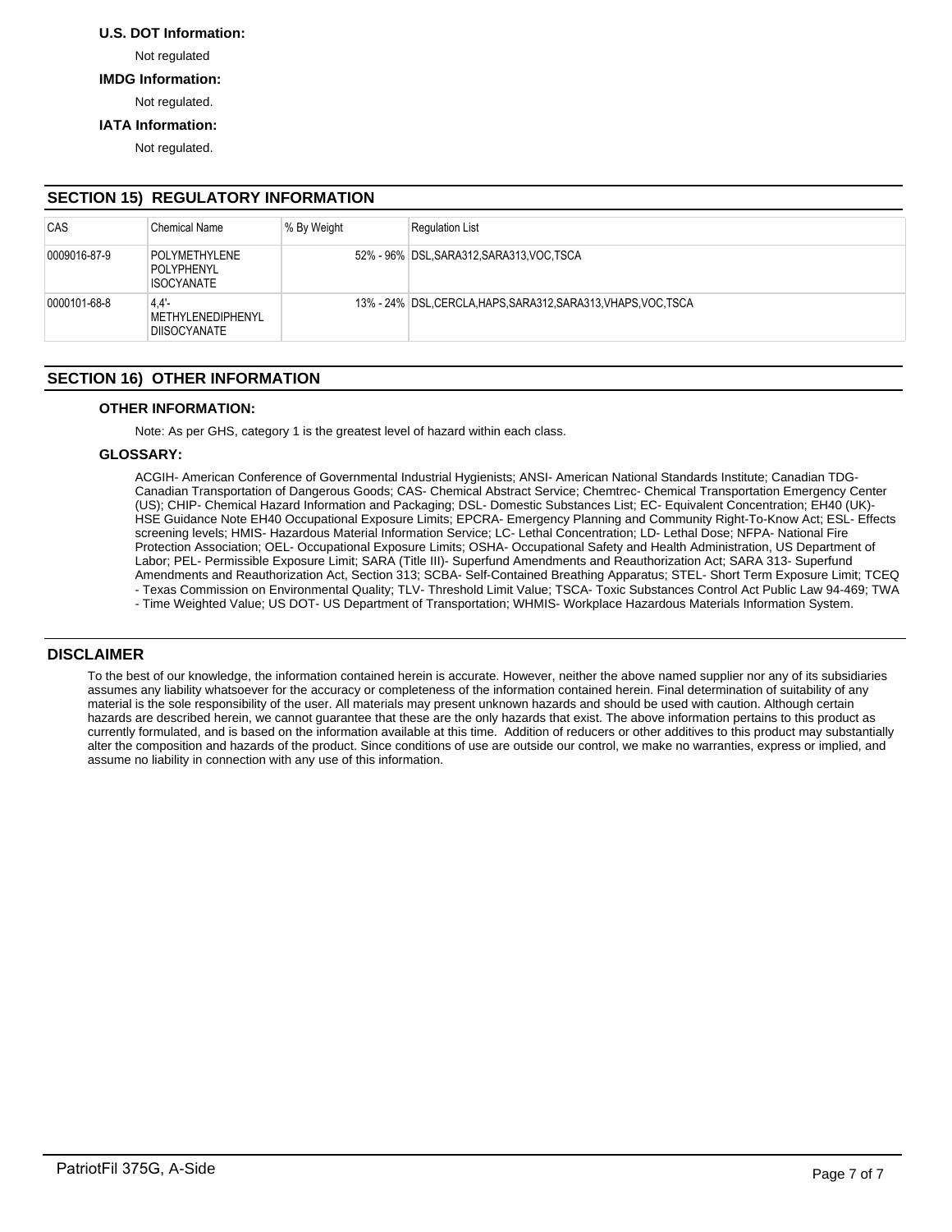**U.S. DOT Information:**

Not regulated

**IMDG Information:**

Not regulated.

**IATA Information:**

Not regulated.

## SECTION 15) REGULATORY INFORMATION

| CAS | Chemical Name | % By Weight | Regulation List |
|---|---|---|---|
| 0009016-87-9 | POLYMETHYLENE POLYPHENYL ISOCYANATE | 52% - 96% | DSL,SARA312,SARA313,VOC,TSCA |
| 0000101-68-8 | 4,4'-METHYLENEDIPHENYL DIISOCYANATE | 13% - 24% | DSL,CERCLA,HAPS,SARA312,SARA313,VHAPS,VOC,TSCA |

## SECTION 16) OTHER INFORMATION

### OTHER INFORMATION:

Note: As per GHS, category 1 is the greatest level of hazard within each class.

### GLOSSARY:

ACGIH- American Conference of Governmental Industrial Hygienists; ANSI- American National Standards Institute; Canadian TDG- Canadian Transportation of Dangerous Goods; CAS- Chemical Abstract Service; Chemtrec- Chemical Transportation Emergency Center (US); CHIP- Chemical Hazard Information and Packaging; DSL- Domestic Substances List; EC- Equivalent Concentration; EH40 (UK)- HSE Guidance Note EH40 Occupational Exposure Limits; EPCRA- Emergency Planning and Community Right-To-Know Act; ESL- Effects screening levels; HMIS- Hazardous Material Information Service; LC- Lethal Concentration; LD- Lethal Dose; NFPA- National Fire Protection Association; OEL- Occupational Exposure Limits; OSHA- Occupational Safety and Health Administration, US Department of Labor; PEL- Permissible Exposure Limit; SARA (Title III)- Superfund Amendments and Reauthorization Act; SARA 313- Superfund Amendments and Reauthorization Act, Section 313; SCBA- Self-Contained Breathing Apparatus; STEL- Short Term Exposure Limit; TCEQ - Texas Commission on Environmental Quality; TLV- Threshold Limit Value; TSCA- Toxic Substances Control Act Public Law 94-469; TWA - Time Weighted Value; US DOT- US Department of Transportation; WHMIS- Workplace Hazardous Materials Information System.

## DISCLAIMER

To the best of our knowledge, the information contained herein is accurate. However, neither the above named supplier nor any of its subsidiaries assumes any liability whatsoever for the accuracy or completeness of the information contained herein. Final determination of suitability of any material is the sole responsibility of the user. All materials may present unknown hazards and should be used with caution. Although certain hazards are described herein, we cannot guarantee that these are the only hazards that exist. The above information pertains to this product as currently formulated, and is based on the information available at this time. Addition of reducers or other additives to this product may substantially alter the composition and hazards of the product. Since conditions of use are outside our control, we make no warranties, express or implied, and assume no liability in connection with any use of this information.